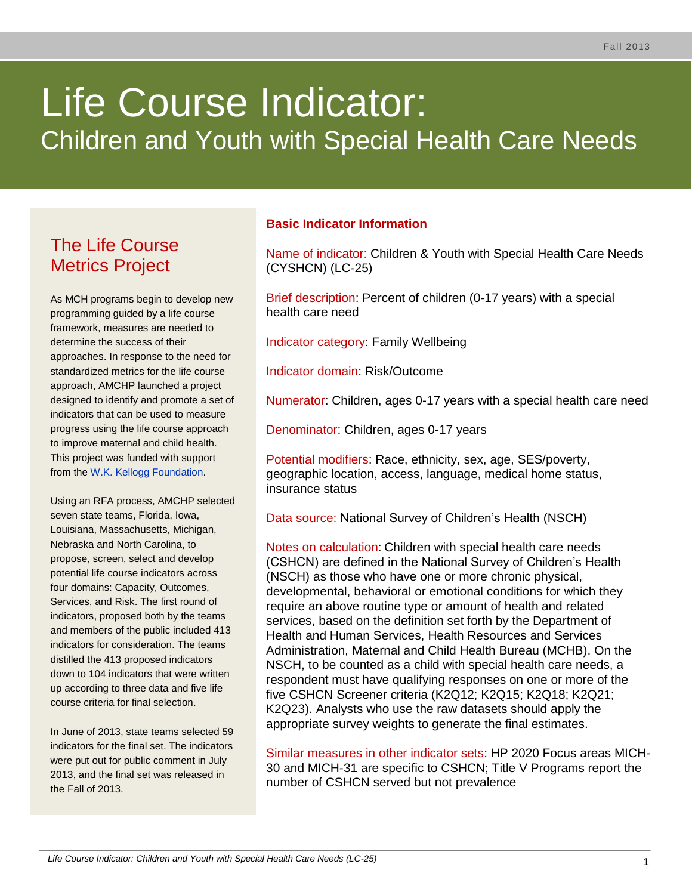Fall 2013

# Life Course Indicator:
## Children and Youth with Special Health Care Needs

### The Life Course Metrics Project

As MCH programs begin to develop new programming guided by a life course framework, measures are needed to determine the success of their approaches. In response to the need for standardized metrics for the life course approach, AMCHP launched a project designed to identify and promote a set of indicators that can be used to measure progress using the life course approach to improve maternal and child health. This project was funded with support from the W.K. Kellogg Foundation.

Using an RFA process, AMCHP selected seven state teams, Florida, Iowa, Louisiana, Massachusetts, Michigan, Nebraska and North Carolina, to propose, screen, select and develop potential life course indicators across four domains: Capacity, Outcomes, Services, and Risk. The first round of indicators, proposed both by the teams and members of the public included 413 indicators for consideration. The teams distilled the 413 proposed indicators down to 104 indicators that were written up according to three data and five life course criteria for final selection.

In June of 2013, state teams selected 59 indicators for the final set. The indicators were put out for public comment in July 2013, and the final set was released in the Fall of 2013.

### Basic Indicator Information

Name of indicator: Children & Youth with Special Health Care Needs (CYSHCN) (LC-25)

Brief description: Percent of children (0-17 years) with a special health care need

Indicator category: Family Wellbeing

Indicator domain: Risk/Outcome

Numerator: Children, ages 0-17 years with a special health care need

Denominator: Children, ages 0-17 years

Potential modifiers: Race, ethnicity, sex, age, SES/poverty, geographic location, access, language, medical home status, insurance status

Data source: National Survey of Children's Health (NSCH)

Notes on calculation: Children with special health care needs (CSHCN) are defined in the National Survey of Children's Health (NSCH) as those who have one or more chronic physical, developmental, behavioral or emotional conditions for which they require an above routine type or amount of health and related services, based on the definition set forth by the Department of Health and Human Services, Health Resources and Services Administration, Maternal and Child Health Bureau (MCHB). On the NSCH, to be counted as a child with special health care needs, a respondent must have qualifying responses on one or more of the five CSHCN Screener criteria (K2Q12; K2Q15; K2Q18; K2Q21; K2Q23). Analysts who use the raw datasets should apply the appropriate survey weights to generate the final estimates.

Similar measures in other indicator sets: HP 2020 Focus areas MICH-30 and MICH-31 are specific to CSHCN; Title V Programs report the number of CSHCN served but not prevalence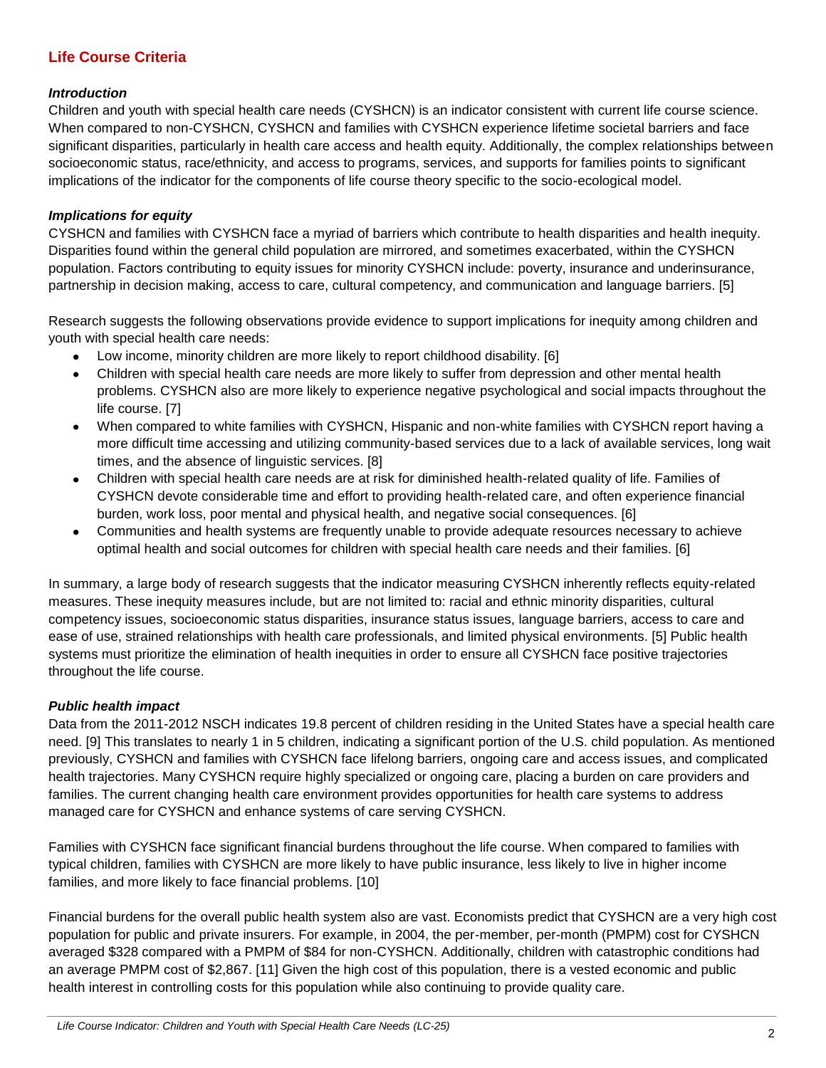## Life Course Criteria

### *Introduction*

Children and youth with special health care needs (CYSHCN) is an indicator consistent with current life course science. When compared to non-CYSHCN, CYSHCN and families with CYSHCN experience lifetime societal barriers and face significant disparities, particularly in health care access and health equity. Additionally, the complex relationships between socioeconomic status, race/ethnicity, and access to programs, services, and supports for families points to significant implications of the indicator for the components of life course theory specific to the socio-ecological model.

### *Implications for equity*

CYSHCN and families with CYSHCN face a myriad of barriers which contribute to health disparities and health inequity. Disparities found within the general child population are mirrored, and sometimes exacerbated, within the CYSHCN population. Factors contributing to equity issues for minority CYSHCN include: poverty, insurance and underinsurance, partnership in decision making, access to care, cultural competency, and communication and language barriers. [5]

Research suggests the following observations provide evidence to support implications for inequity among children and youth with special health care needs:

- Low income, minority children are more likely to report childhood disability. [6]
- Children with special health care needs are more likely to suffer from depression and other mental health problems. CYSHCN also are more likely to experience negative psychological and social impacts throughout the life course. [7]
- When compared to white families with CYSHCN, Hispanic and non-white families with CYSHCN report having a more difficult time accessing and utilizing community-based services due to a lack of available services, long wait times, and the absence of linguistic services. [8]
- Children with special health care needs are at risk for diminished health-related quality of life. Families of CYSHCN devote considerable time and effort to providing health-related care, and often experience financial burden, work loss, poor mental and physical health, and negative social consequences. [6]
- Communities and health systems are frequently unable to provide adequate resources necessary to achieve optimal health and social outcomes for children with special health care needs and their families. [6]

In summary, a large body of research suggests that the indicator measuring CYSHCN inherently reflects equity-related measures. These inequity measures include, but are not limited to: racial and ethnic minority disparities, cultural competency issues, socioeconomic status disparities, insurance status issues, language barriers, access to care and ease of use, strained relationships with health care professionals, and limited physical environments. [5] Public health systems must prioritize the elimination of health inequities in order to ensure all CYSHCN face positive trajectories throughout the life course.

### *Public health impact*

Data from the 2011-2012 NSCH indicates 19.8 percent of children residing in the United States have a special health care need. [9] This translates to nearly 1 in 5 children, indicating a significant portion of the U.S. child population. As mentioned previously, CYSHCN and families with CYSHCN face lifelong barriers, ongoing care and access issues, and complicated health trajectories. Many CYSHCN require highly specialized or ongoing care, placing a burden on care providers and families. The current changing health care environment provides opportunities for health care systems to address managed care for CYSHCN and enhance systems of care serving CYSHCN.

Families with CYSHCN face significant financial burdens throughout the life course. When compared to families with typical children, families with CYSHCN are more likely to have public insurance, less likely to live in higher income families, and more likely to face financial problems. [10]

Financial burdens for the overall public health system also are vast. Economists predict that CYSHCN are a very high cost population for public and private insurers. For example, in 2004, the per-member, per-month (PMPM) cost for CYSHCN averaged $328 compared with a PMPM of $84 for non-CYSHCN. Additionally, children with catastrophic conditions had an average PMPM cost of $2,867. [11] Given the high cost of this population, there is a vested economic and public health interest in controlling costs for this population while also continuing to provide quality care.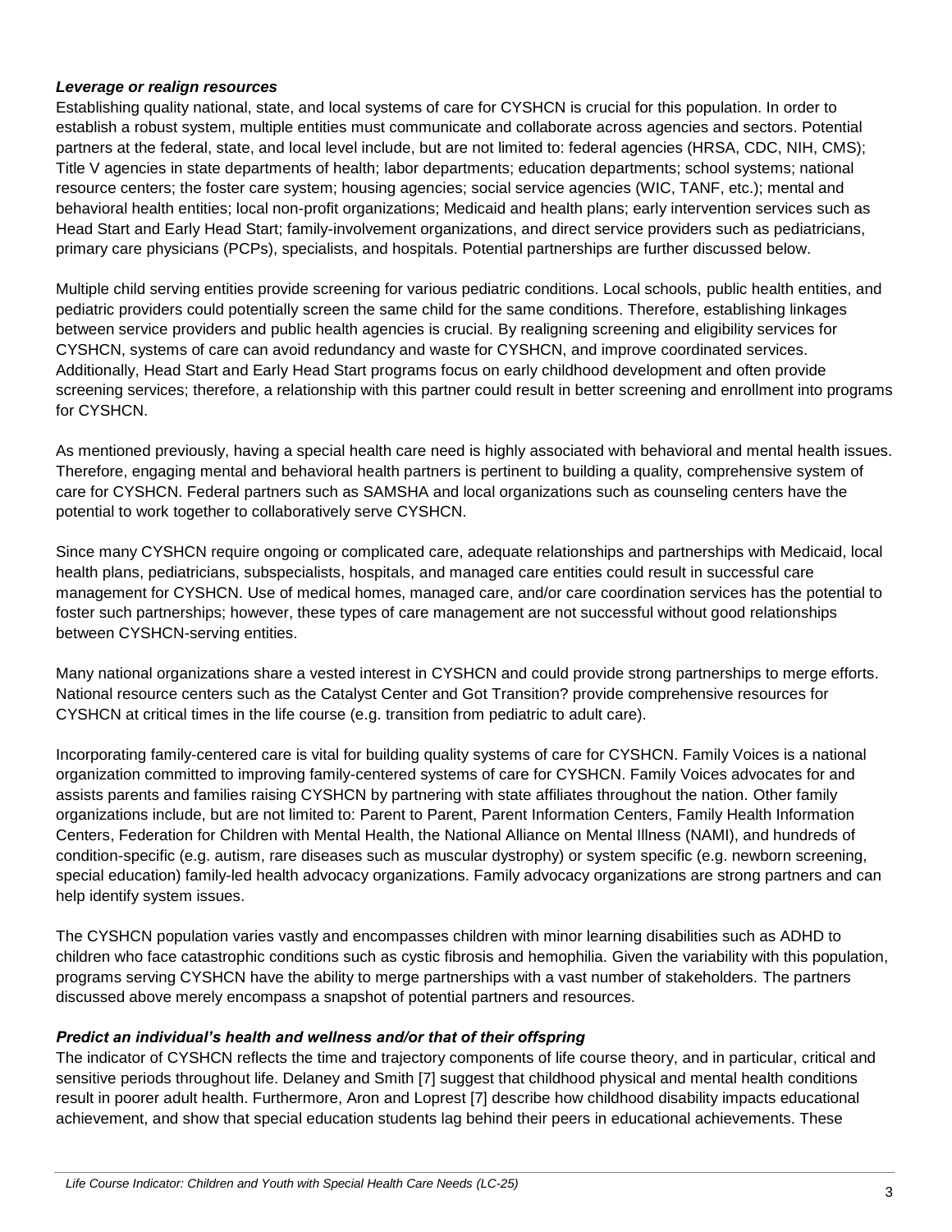***Leverage or realign resources***

Establishing quality national, state, and local systems of care for CYSHCN is crucial for this population. In order to establish a robust system, multiple entities must communicate and collaborate across agencies and sectors. Potential partners at the federal, state, and local level include, but are not limited to: federal agencies (HRSA, CDC, NIH, CMS); Title V agencies in state departments of health; labor departments; education departments; school systems; national resource centers; the foster care system; housing agencies; social service agencies (WIC, TANF, etc.); mental and behavioral health entities; local non-profit organizations; Medicaid and health plans; early intervention services such as Head Start and Early Head Start; family-involvement organizations, and direct service providers such as pediatricians, primary care physicians (PCPs), specialists, and hospitals. Potential partnerships are further discussed below.

Multiple child serving entities provide screening for various pediatric conditions. Local schools, public health entities, and pediatric providers could potentially screen the same child for the same conditions. Therefore, establishing linkages between service providers and public health agencies is crucial. By realigning screening and eligibility services for CYSHCN, systems of care can avoid redundancy and waste for CYSHCN, and improve coordinated services. Additionally, Head Start and Early Head Start programs focus on early childhood development and often provide screening services; therefore, a relationship with this partner could result in better screening and enrollment into programs for CYSHCN.

As mentioned previously, having a special health care need is highly associated with behavioral and mental health issues. Therefore, engaging mental and behavioral health partners is pertinent to building a quality, comprehensive system of care for CYSHCN. Federal partners such as SAMSHA and local organizations such as counseling centers have the potential to work together to collaboratively serve CYSHCN.

Since many CYSHCN require ongoing or complicated care, adequate relationships and partnerships with Medicaid, local health plans, pediatricians, subspecialists, hospitals, and managed care entities could result in successful care management for CYSHCN. Use of medical homes, managed care, and/or care coordination services has the potential to foster such partnerships; however, these types of care management are not successful without good relationships between CYSHCN-serving entities.

Many national organizations share a vested interest in CYSHCN and could provide strong partnerships to merge efforts. National resource centers such as the Catalyst Center and Got Transition? provide comprehensive resources for CYSHCN at critical times in the life course (e.g. transition from pediatric to adult care).

Incorporating family-centered care is vital for building quality systems of care for CYSHCN. Family Voices is a national organization committed to improving family-centered systems of care for CYSHCN. Family Voices advocates for and assists parents and families raising CYSHCN by partnering with state affiliates throughout the nation. Other family organizations include, but are not limited to: Parent to Parent, Parent Information Centers, Family Health Information Centers, Federation for Children with Mental Health, the National Alliance on Mental Illness (NAMI), and hundreds of condition-specific (e.g. autism, rare diseases such as muscular dystrophy) or system specific (e.g. newborn screening, special education) family-led health advocacy organizations. Family advocacy organizations are strong partners and can help identify system issues.

The CYSHCN population varies vastly and encompasses children with minor learning disabilities such as ADHD to children who face catastrophic conditions such as cystic fibrosis and hemophilia. Given the variability with this population, programs serving CYSHCN have the ability to merge partnerships with a vast number of stakeholders. The partners discussed above merely encompass a snapshot of potential partners and resources.

***Predict an individual's health and wellness and/or that of their offspring***

The indicator of CYSHCN reflects the time and trajectory components of life course theory, and in particular, critical and sensitive periods throughout life. Delaney and Smith [7] suggest that childhood physical and mental health conditions result in poorer adult health. Furthermore, Aron and Loprest [7] describe how childhood disability impacts educational achievement, and show that special education students lag behind their peers in educational achievements. These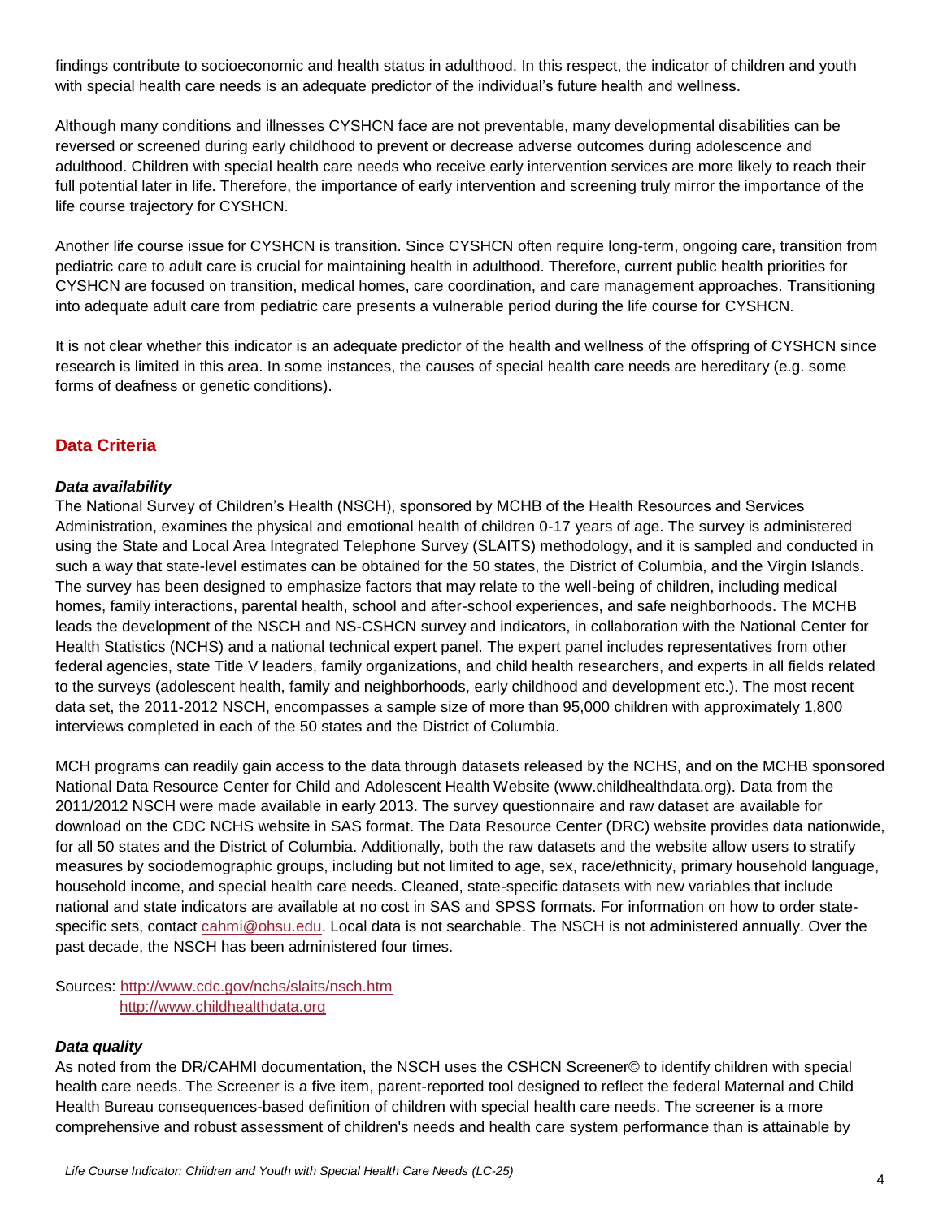findings contribute to socioeconomic and health status in adulthood. In this respect, the indicator of children and youth with special health care needs is an adequate predictor of the individual's future health and wellness.

Although many conditions and illnesses CYSHCN face are not preventable, many developmental disabilities can be reversed or screened during early childhood to prevent or decrease adverse outcomes during adolescence and adulthood. Children with special health care needs who receive early intervention services are more likely to reach their full potential later in life. Therefore, the importance of early intervention and screening truly mirror the importance of the life course trajectory for CYSHCN.

Another life course issue for CYSHCN is transition. Since CYSHCN often require long-term, ongoing care, transition from pediatric care to adult care is crucial for maintaining health in adulthood. Therefore, current public health priorities for CYSHCN are focused on transition, medical homes, care coordination, and care management approaches. Transitioning into adequate adult care from pediatric care presents a vulnerable period during the life course for CYSHCN.

It is not clear whether this indicator is an adequate predictor of the health and wellness of the offspring of CYSHCN since research is limited in this area. In some instances, the causes of special health care needs are hereditary (e.g. some forms of deafness or genetic conditions).

## Data Criteria

### *Data availability*

The National Survey of Children's Health (NSCH), sponsored by MCHB of the Health Resources and Services Administration, examines the physical and emotional health of children 0-17 years of age. The survey is administered using the State and Local Area Integrated Telephone Survey (SLAITS) methodology, and it is sampled and conducted in such a way that state-level estimates can be obtained for the 50 states, the District of Columbia, and the Virgin Islands. The survey has been designed to emphasize factors that may relate to the well-being of children, including medical homes, family interactions, parental health, school and after-school experiences, and safe neighborhoods. The MCHB leads the development of the NSCH and NS-CSHCN survey and indicators, in collaboration with the National Center for Health Statistics (NCHS) and a national technical expert panel. The expert panel includes representatives from other federal agencies, state Title V leaders, family organizations, and child health researchers, and experts in all fields related to the surveys (adolescent health, family and neighborhoods, early childhood and development etc.). The most recent data set, the 2011-2012 NSCH, encompasses a sample size of more than 95,000 children with approximately 1,800 interviews completed in each of the 50 states and the District of Columbia.

MCH programs can readily gain access to the data through datasets released by the NCHS, and on the MCHB sponsored National Data Resource Center for Child and Adolescent Health Website (www.childhealthdata.org). Data from the 2011/2012 NSCH were made available in early 2013. The survey questionnaire and raw dataset are available for download on the CDC NCHS website in SAS format. The Data Resource Center (DRC) website provides data nationwide, for all 50 states and the District of Columbia. Additionally, both the raw datasets and the website allow users to stratify measures by sociodemographic groups, including but not limited to age, sex, race/ethnicity, primary household language, household income, and special health care needs. Cleaned, state-specific datasets with new variables that include national and state indicators are available at no cost in SAS and SPSS formats. For information on how to order state-specific sets, contact cahmi@ohsu.edu. Local data is not searchable. The NSCH is not administered annually. Over the past decade, the NSCH has been administered four times.

Sources: http://www.cdc.gov/nchs/slaits/nsch.htm
http://www.childhealthdata.org

### *Data quality*

As noted from the DR/CAHMI documentation, the NSCH uses the CSHCN Screener© to identify children with special health care needs. The Screener is a five item, parent-reported tool designed to reflect the federal Maternal and Child Health Bureau consequences-based definition of children with special health care needs. The screener is a more comprehensive and robust assessment of children's needs and health care system performance than is attainable by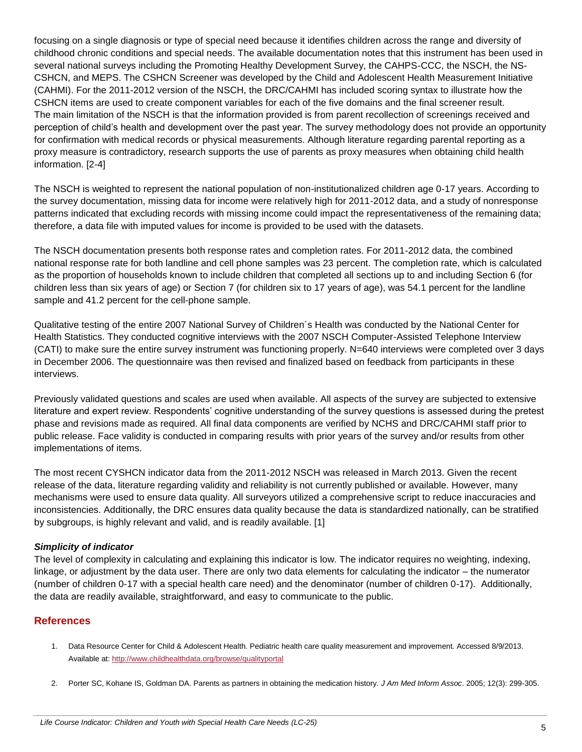focusing on a single diagnosis or type of special need because it identifies children across the range and diversity of childhood chronic conditions and special needs. The available documentation notes that this instrument has been used in several national surveys including the Promoting Healthy Development Survey, the CAHPS-CCC, the NSCH, the NS-CSHCN, and MEPS. The CSHCN Screener was developed by the Child and Adolescent Health Measurement Initiative (CAHMI). For the 2011-2012 version of the NSCH, the DRC/CAHMI has included scoring syntax to illustrate how the CSHCN items are used to create component variables for each of the five domains and the final screener result. The main limitation of the NSCH is that the information provided is from parent recollection of screenings received and perception of child's health and development over the past year. The survey methodology does not provide an opportunity for confirmation with medical records or physical measurements. Although literature regarding parental reporting as a proxy measure is contradictory, research supports the use of parents as proxy measures when obtaining child health information. [2-4]

The NSCH is weighted to represent the national population of non-institutionalized children age 0-17 years. According to the survey documentation, missing data for income were relatively high for 2011-2012 data, and a study of nonresponse patterns indicated that excluding records with missing income could impact the representativeness of the remaining data; therefore, a data file with imputed values for income is provided to be used with the datasets.

The NSCH documentation presents both response rates and completion rates. For 2011-2012 data, the combined national response rate for both landline and cell phone samples was 23 percent. The completion rate, which is calculated as the proportion of households known to include children that completed all sections up to and including Section 6 (for children less than six years of age) or Section 7 (for children six to 17 years of age), was 54.1 percent for the landline sample and 41.2 percent for the cell-phone sample.

Qualitative testing of the entire 2007 National Survey of Children´s Health was conducted by the National Center for Health Statistics. They conducted cognitive interviews with the 2007 NSCH Computer-Assisted Telephone Interview (CATI) to make sure the entire survey instrument was functioning properly. N=640 interviews were completed over 3 days in December 2006. The questionnaire was then revised and finalized based on feedback from participants in these interviews.

Previously validated questions and scales are used when available. All aspects of the survey are subjected to extensive literature and expert review. Respondents' cognitive understanding of the survey questions is assessed during the pretest phase and revisions made as required. All final data components are verified by NCHS and DRC/CAHMI staff prior to public release. Face validity is conducted in comparing results with prior years of the survey and/or results from other implementations of items.

The most recent CYSHCN indicator data from the 2011-2012 NSCH was released in March 2013. Given the recent release of the data, literature regarding validity and reliability is not currently published or available. However, many mechanisms were used to ensure data quality. All surveyors utilized a comprehensive script to reduce inaccuracies and inconsistencies. Additionally, the DRC ensures data quality because the data is standardized nationally, can be stratified by subgroups, is highly relevant and valid, and is readily available. [1]

### *Simplicity of indicator*

The level of complexity in calculating and explaining this indicator is low. The indicator requires no weighting, indexing, linkage, or adjustment by the data user. There are only two data elements for calculating the indicator – the numerator (number of children 0-17 with a special health care need) and the denominator (number of children 0-17). Additionally, the data are readily available, straightforward, and easy to communicate to the public.

## References

1. Data Resource Center for Child & Adolescent Health. Pediatric health care quality measurement and improvement. Accessed 8/9/2013. Available at: http://www.childhealthdata.org/browse/qualityportal
2. Porter SC, Kohane IS, Goldman DA. Parents as partners in obtaining the medication history. *J Am Med Inform Assoc*. 2005; 12(3): 299-305.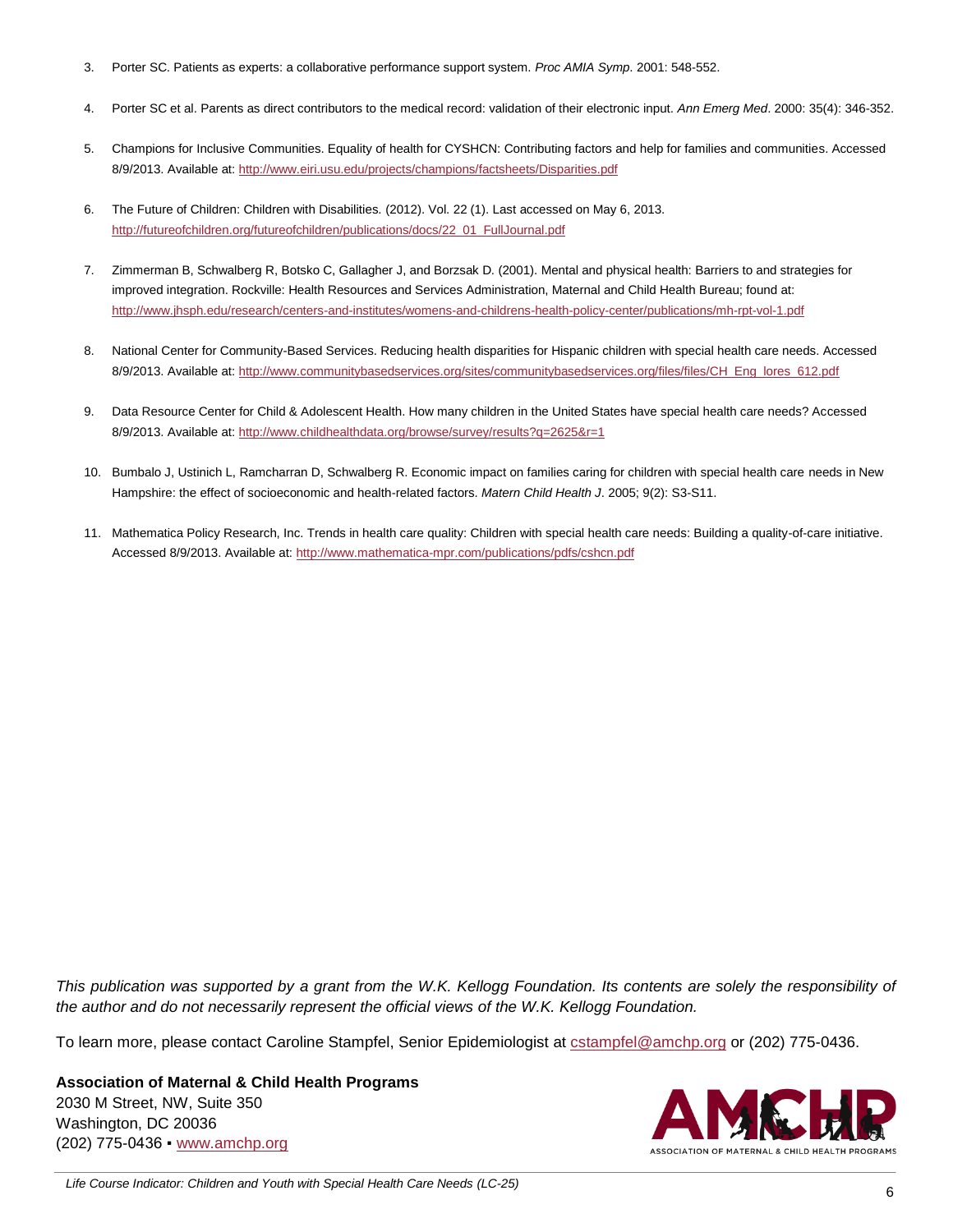3. Porter SC. Patients as experts: a collaborative performance support system. *Proc AMIA Symp*. 2001: 548-552.

4. Porter SC et al. Parents as direct contributors to the medical record: validation of their electronic input. *Ann Emerg Med*. 2000: 35(4): 346-352.

5. Champions for Inclusive Communities. Equality of health for CYSHCN: Contributing factors and help for families and communities. Accessed 8/9/2013. Available at: http://www.eiri.usu.edu/projects/champions/factsheets/Disparities.pdf

6. The Future of Children: Children with Disabilities. (2012). Vol. 22 (1). Last accessed on May 6, 2013. http://futureofchildren.org/futureofchildren/publications/docs/22_01_FullJournal.pdf

7. Zimmerman B, Schwalberg R, Botsko C, Gallagher J, and Borzsak D. (2001). Mental and physical health: Barriers to and strategies for improved integration. Rockville: Health Resources and Services Administration, Maternal and Child Health Bureau; found at: http://www.jhsph.edu/research/centers-and-institutes/womens-and-childrens-health-policy-center/publications/mh-rpt-vol-1.pdf

8. National Center for Community-Based Services. Reducing health disparities for Hispanic children with special health care needs. Accessed 8/9/2013. Available at: http://www.communitybasedservices.org/sites/communitybasedservices.org/files/files/CH_Eng_lores_612.pdf

9. Data Resource Center for Child & Adolescent Health. How many children in the United States have special health care needs? Accessed 8/9/2013. Available at: http://www.childhealthdata.org/browse/survey/results?q=2625&r=1

10. Bumbalo J, Ustinich L, Ramcharran D, Schwalberg R. Economic impact on families caring for children with special health care needs in New Hampshire: the effect of socioeconomic and health-related factors. *Matern Child Health J*. 2005; 9(2): S3-S11.

11. Mathematica Policy Research, Inc. Trends in health care quality: Children with special health care needs: Building a quality-of-care initiative. Accessed 8/9/2013. Available at: http://www.mathematica-mpr.com/publications/pdfs/cshcn.pdf

*This publication was supported by a grant from the W.K. Kellogg Foundation. Its contents are solely the responsibility of the author and do not necessarily represent the official views of the W.K. Kellogg Foundation.*

To learn more, please contact Caroline Stampfel, Senior Epidemiologist at cstampfel@amchp.org or (202) 775-0436.

**Association of Maternal & Child Health Programs**
2030 M Street, NW, Suite 350
Washington, DC 20036
(202) 775-0436 ▪ www.amchp.org

AMCHP
ASSOCIATION OF MATERNAL & CHILD HEALTH PROGRAMS